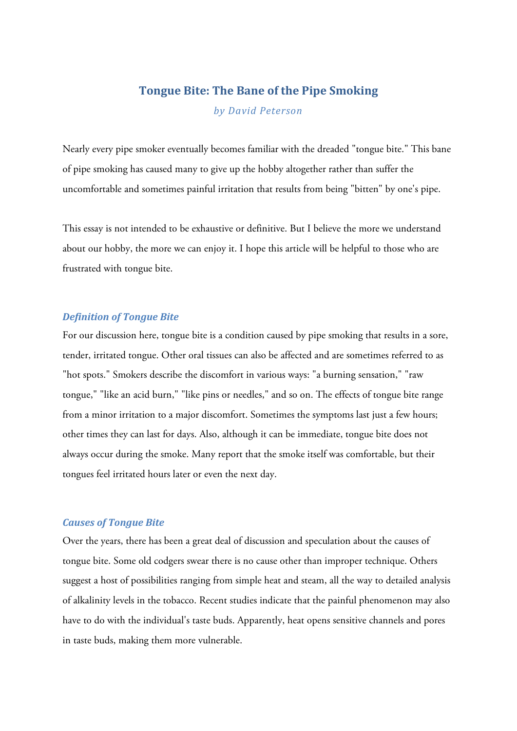# Tongue Bite: The Bane of the Pipe Smoking

*by David Peterson*

Nearly every pipe smoker eventually becomes familiar with the dreaded "tongue bite." This bane of pipe smoking has caused many to give up the hobby altogether rather than suffer the uncomfortable and sometimes painful irritation that results from being "bitten" by one's pipe.

This essay is not intended to be exhaustive or definitive. But I believe the more we understand about our hobby, the more we can enjoy it. I hope this article will be helpful to those who are frustrated with tongue bite.

## *Definition of Tongue Bite*

For our discussion here, tongue bite is a condition caused by pipe smoking that results in a sore, tender, irritated tongue. Other oral tissues can also be affected and are sometimes referred to as "hot spots." Smokers describe the discomfort in various ways: "a burning sensation," "raw tongue," "like an acid burn," "like pins or needles," and so on. The effects of tongue bite range from a minor irritation to a major discomfort. Sometimes the symptoms last just a few hours; other times they can last for days. Also, although it can be immediate, tongue bite does not always occur during the smoke. Many report that the smoke itself was comfortable, but their tongues feel irritated hours later or even the next day.

## *Causes of Tongue Bite*

Over the years, there has been a great deal of discussion and speculation about the causes of tongue bite. Some old codgers swear there is no cause other than improper technique. Others suggest a host of possibilities ranging from simple heat and steam, all the way to detailed analysis of alkalinity levels in the tobacco. Recent studies indicate that the painful phenomenon may also have to do with the individual's taste buds. Apparently, heat opens sensitive channels and pores in taste buds, making them more vulnerable.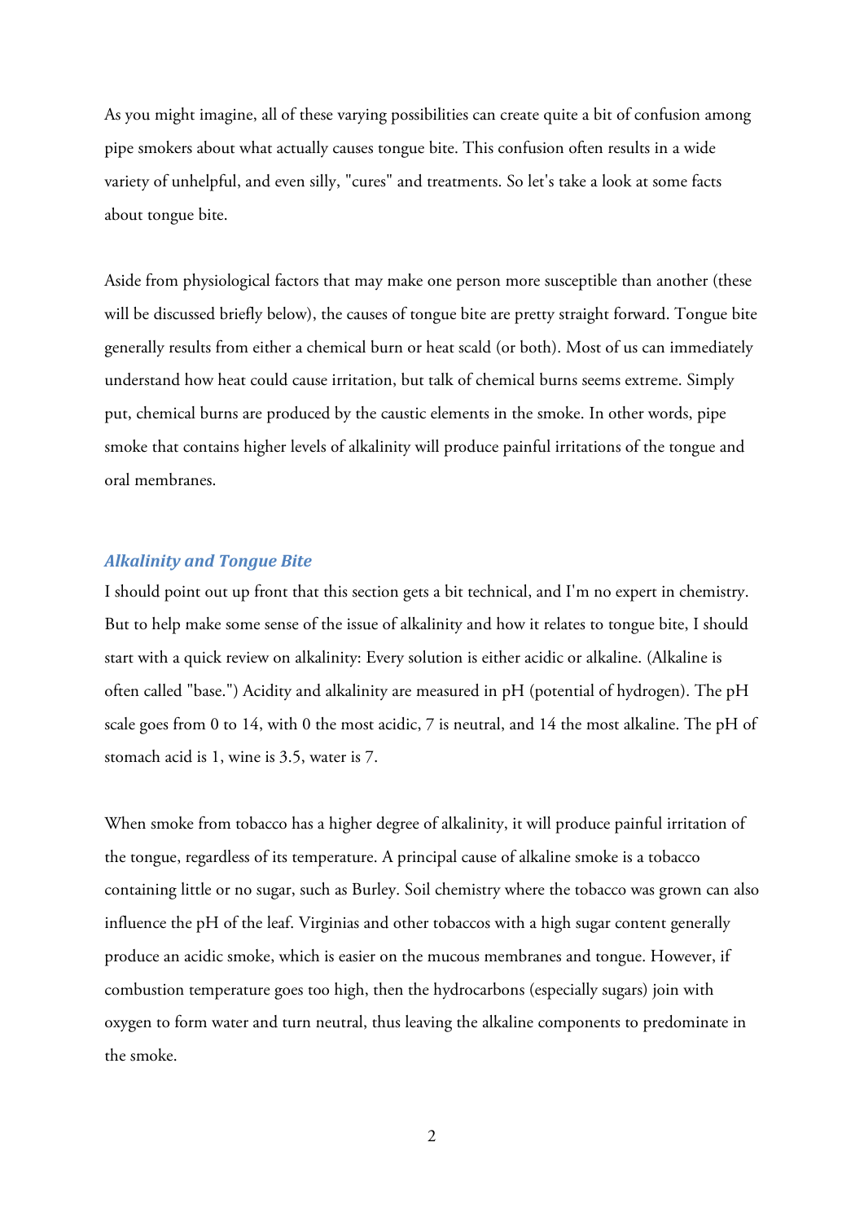As you might imagine, all of these varying possibilities can create quite a bit of confusion among pipe smokers about what actually causes tongue bite. This confusion often results in a wide variety of unhelpful, and even silly, "cures" and treatments. So let's take a look at some facts about tongue bite.

Aside from physiological factors that may make one person more susceptible than another (these will be discussed briefly below), the causes of tongue bite are pretty straight forward. Tongue bite generally results from either a chemical burn or heat scald (or both). Most of us can immediately understand how heat could cause irritation, but talk of chemical burns seems extreme. Simply put, chemical burns are produced by the caustic elements in the smoke. In other words, pipe smoke that contains higher levels of alkalinity will produce painful irritations of the tongue and oral membranes.

### *Alkalinity and Tongue Bite*

I should point out up front that this section gets a bit technical, and I'm no expert in chemistry. But to help make some sense of the issue of alkalinity and how it relates to tongue bite, I should start with a quick review on alkalinity: Every solution is either acidic or alkaline. (Alkaline is often called "base.") Acidity and alkalinity are measured in pH (potential of hydrogen). The pH scale goes from 0 to 14, with 0 the most acidic, 7 is neutral, and 14 the most alkaline. The pH of stomach acid is 1, wine is 3.5, water is 7.

When smoke from tobacco has a higher degree of alkalinity, it will produce painful irritation of the tongue, regardless of its temperature. A principal cause of alkaline smoke is a tobacco containing little or no sugar, such as Burley. Soil chemistry where the tobacco was grown can also influence the pH of the leaf. Virginias and other tobaccos with a high sugar content generally produce an acidic smoke, which is easier on the mucous membranes and tongue. However, if combustion temperature goes too high, then the hydrocarbons (especially sugars) join with oxygen to form water and turn neutral, thus leaving the alkaline components to predominate in the smoke.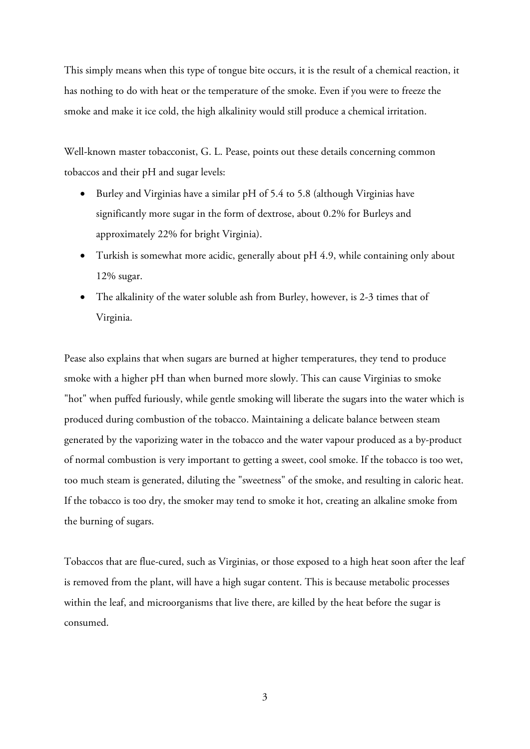This simply means when this type of tongue bite occurs, it is the result of a chemical reaction, it has nothing to do with heat or the temperature of the smoke. Even if you were to freeze the smoke and make it ice cold, the high alkalinity would still produce a chemical irritation.

Well-known master tobacconist, G. L. Pease, points out these details concerning common tobaccos and their pH and sugar levels:

- Burley and Virginias have a similar pH of 5.4 to 5.8 (although Virginias have significantly more sugar in the form of dextrose, about 0.2% for Burleys and approximately 22% for bright Virginia).
- Turkish is somewhat more acidic, generally about pH 4.9, while containing only about 12% sugar.
- The alkalinity of the water soluble ash from Burley, however, is 2-3 times that of Virginia.

Pease also explains that when sugars are burned at higher temperatures, they tend to produce smoke with a higher pH than when burned more slowly. This can cause Virginias to smoke "hot" when puffed furiously, while gentle smoking will liberate the sugars into the water which is produced during combustion of the tobacco. Maintaining a delicate balance between steam generated by the vaporizing water in the tobacco and the water vapour produced as a by-product of normal combustion is very important to getting a sweet, cool smoke. If the tobacco is too wet, too much steam is generated, diluting the "sweetness" of the smoke, and resulting in caloric heat. If the tobacco is too dry, the smoker may tend to smoke it hot, creating an alkaline smoke from the burning of sugars.

Tobaccos that are flue-cured, such as Virginias, or those exposed to a high heat soon after the leaf is removed from the plant, will have a high sugar content. This is because metabolic processes within the leaf, and microorganisms that live there, are killed by the heat before the sugar is consumed.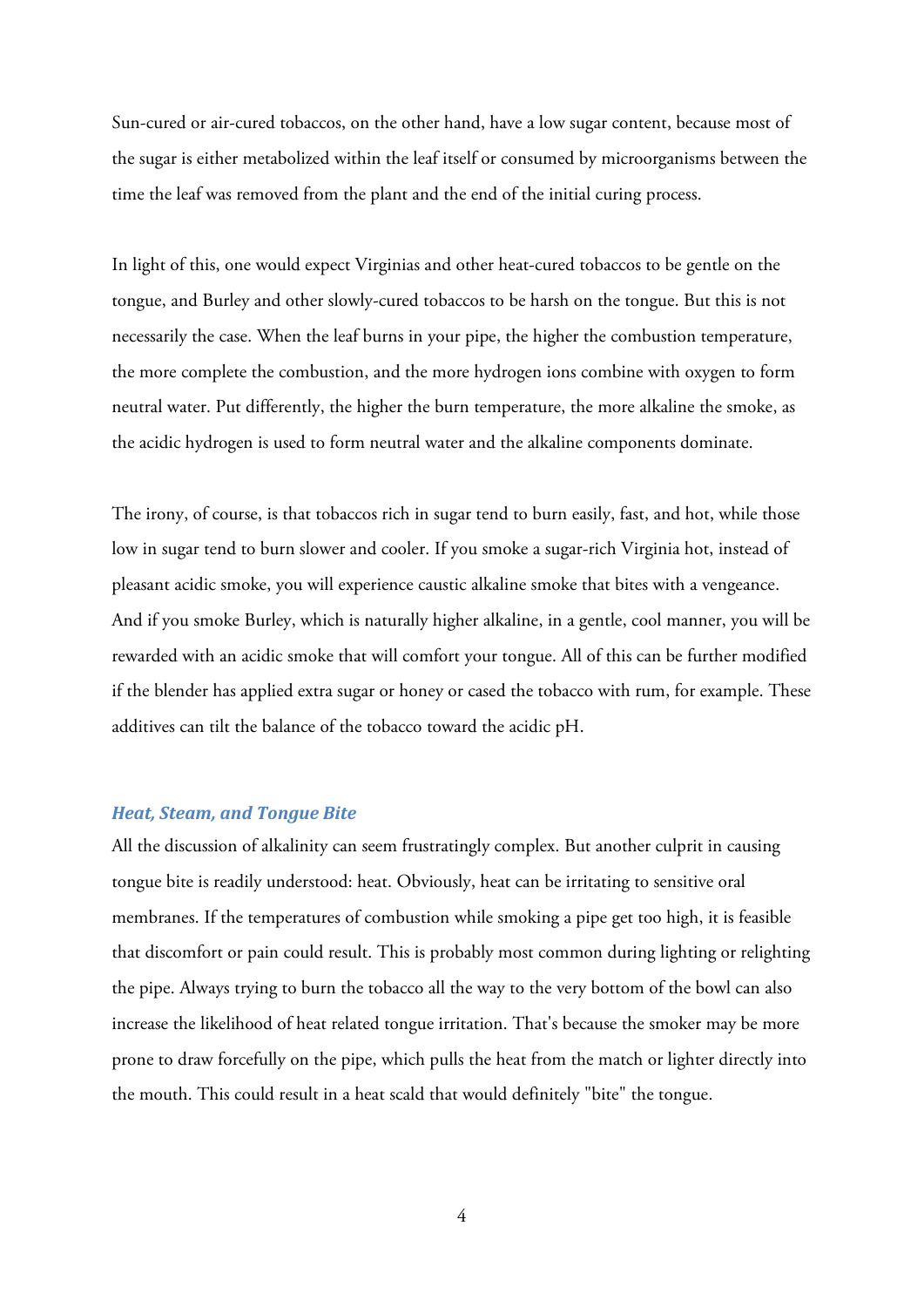Sun-cured or air-cured tobaccos, on the other hand, have a low sugar content, because most of the sugar is either metabolized within the leaf itself or consumed by microorganisms between the time the leaf was removed from the plant and the end of the initial curing process.

In light of this, one would expect Virginias and other heat-cured tobaccos to be gentle on the tongue, and Burley and other slowly-cured tobaccos to be harsh on the tongue. But this is not necessarily the case. When the leaf burns in your pipe, the higher the combustion temperature, the more complete the combustion, and the more hydrogen ions combine with oxygen to form neutral water. Put differently, the higher the burn temperature, the more alkaline the smoke, as the acidic hydrogen is used to form neutral water and the alkaline components dominate.

The irony, of course, is that tobaccos rich in sugar tend to burn easily, fast, and hot, while those low in sugar tend to burn slower and cooler. If you smoke a sugar-rich Virginia hot, instead of pleasant acidic smoke, you will experience caustic alkaline smoke that bites with a vengeance. And if you smoke Burley, which is naturally higher alkaline, in a gentle, cool manner, you will be rewarded with an acidic smoke that will comfort your tongue. All of this can be further modified if the blender has applied extra sugar or honey or cased the tobacco with rum, for example. These additives can tilt the balance of the tobacco toward the acidic pH.

### *Heat, Steam, and Tongue Bite*

All the discussion of alkalinity can seem frustratingly complex. But another culprit in causing tongue bite is readily understood: heat. Obviously, heat can be irritating to sensitive oral membranes. If the temperatures of combustion while smoking a pipe get too high, it is feasible that discomfort or pain could result. This is probably most common during lighting or relighting the pipe. Always trying to burn the tobacco all the way to the very bottom of the bowl can also increase the likelihood of heat related tongue irritation. That's because the smoker may be more prone to draw forcefully on the pipe, which pulls the heat from the match or lighter directly into the mouth. This could result in a heat scald that would definitely "bite" the tongue.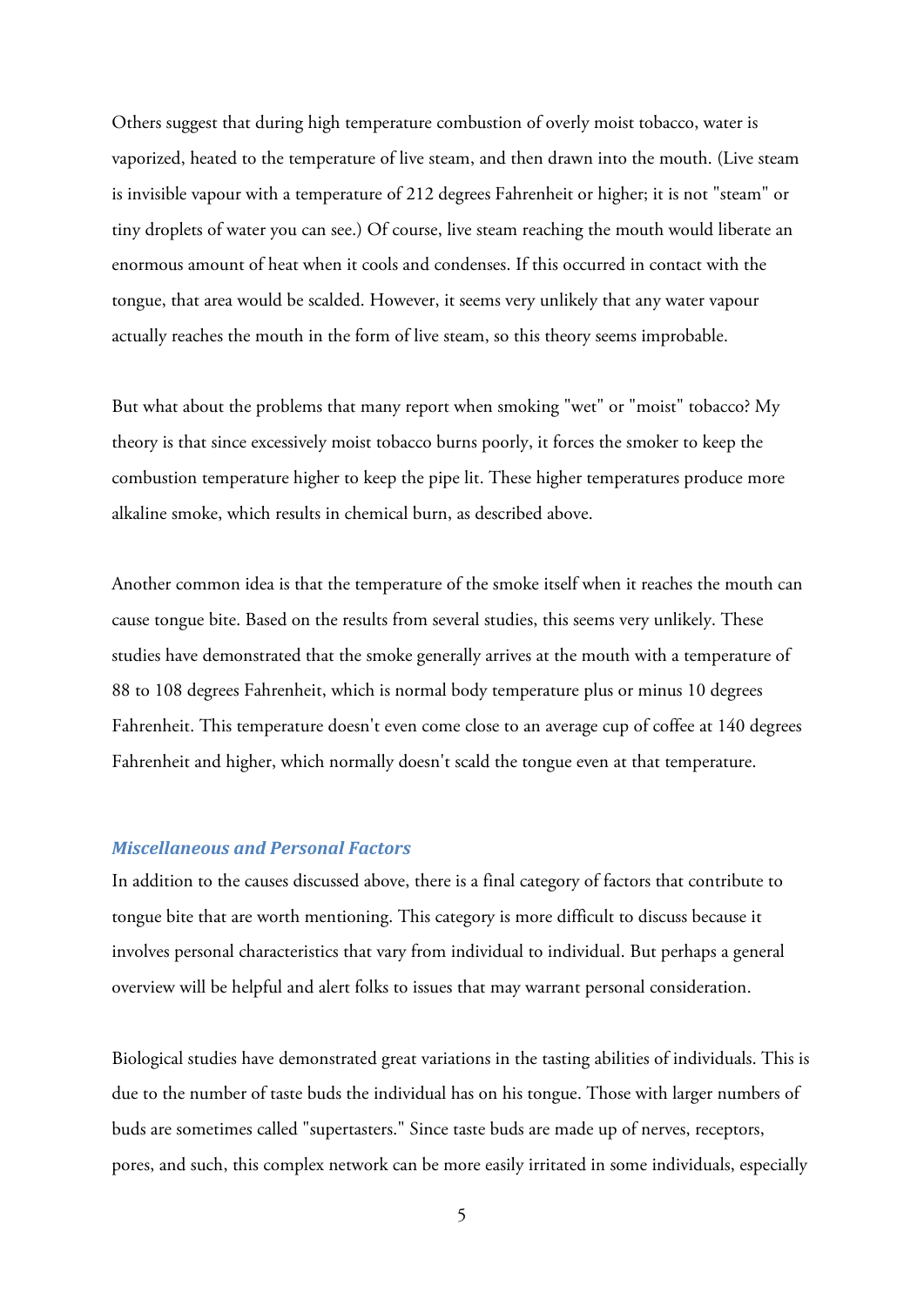Others suggest that during high temperature combustion of overly moist tobacco, water is vaporized, heated to the temperature of live steam, and then drawn into the mouth. (Live steam is invisible vapour with a temperature of 212 degrees Fahrenheit or higher; it is not "steam" or tiny droplets of water you can see.) Of course, live steam reaching the mouth would liberate an enormous amount of heat when it cools and condenses. If this occurred in contact with the tongue, that area would be scalded. However, it seems very unlikely that any water vapour actually reaches the mouth in the form of live steam, so this theory seems improbable.

But what about the problems that many report when smoking "wet" or "moist" tobacco? My theory is that since excessively moist tobacco burns poorly, it forces the smoker to keep the combustion temperature higher to keep the pipe lit. These higher temperatures produce more alkaline smoke, which results in chemical burn, as described above.

Another common idea is that the temperature of the smoke itself when it reaches the mouth can cause tongue bite. Based on the results from several studies, this seems very unlikely. These studies have demonstrated that the smoke generally arrives at the mouth with a temperature of 88 to 108 degrees Fahrenheit, which is normal body temperature plus or minus 10 degrees Fahrenheit. This temperature doesn't even come close to an average cup of coffee at 140 degrees Fahrenheit and higher, which normally doesn't scald the tongue even at that temperature.

### *Miscellaneous and Personal Factors*

In addition to the causes discussed above, there is a final category of factors that contribute to tongue bite that are worth mentioning. This category is more difficult to discuss because it involves personal characteristics that vary from individual to individual. But perhaps a general overview will be helpful and alert folks to issues that may warrant personal consideration.

Biological studies have demonstrated great variations in the tasting abilities of individuals. This is due to the number of taste buds the individual has on his tongue. Those with larger numbers of buds are sometimes called "supertasters." Since taste buds are made up of nerves, receptors, pores, and such, this complex network can be more easily irritated in some individuals, especially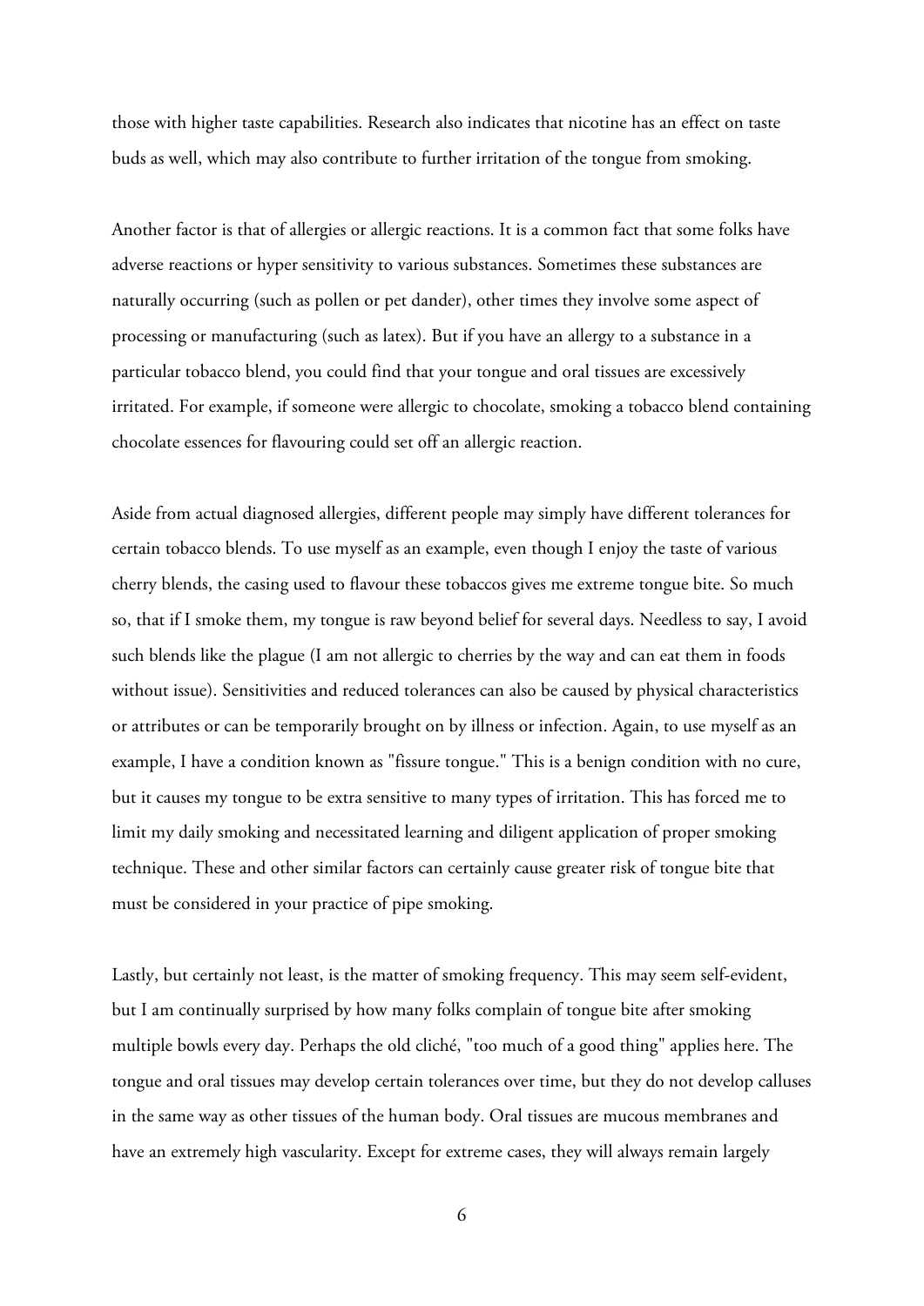those with higher taste capabilities. Research also indicates that nicotine has an effect on taste buds as well, which may also contribute to further irritation of the tongue from smoking.

Another factor is that of allergies or allergic reactions. It is a common fact that some folks have adverse reactions or hyper sensitivity to various substances. Sometimes these substances are naturally occurring (such as pollen or pet dander), other times they involve some aspect of processing or manufacturing (such as latex). But if you have an allergy to a substance in a particular tobacco blend, you could find that your tongue and oral tissues are excessively irritated. For example, if someone were allergic to chocolate, smoking a tobacco blend containing chocolate essences for flavouring could set off an allergic reaction.

Aside from actual diagnosed allergies, different people may simply have different tolerances for certain tobacco blends. To use myself as an example, even though I enjoy the taste of various cherry blends, the casing used to flavour these tobaccos gives me extreme tongue bite. So much so, that if I smoke them, my tongue is raw beyond belief for several days. Needless to say, I avoid such blends like the plague (I am not allergic to cherries by the way and can eat them in foods without issue). Sensitivities and reduced tolerances can also be caused by physical characteristics or attributes or can be temporarily brought on by illness or infection. Again, to use myself as an example, I have a condition known as "fissure tongue." This is a benign condition with no cure, but it causes my tongue to be extra sensitive to many types of irritation. This has forced me to limit my daily smoking and necessitated learning and diligent application of proper smoking technique. These and other similar factors can certainly cause greater risk of tongue bite that must be considered in your practice of pipe smoking.

Lastly, but certainly not least, is the matter of smoking frequency. This may seem self-evident, but I am continually surprised by how many folks complain of tongue bite after smoking multiple bowls every day. Perhaps the old cliché, "too much of a good thing" applies here. The tongue and oral tissues may develop certain tolerances over time, but they do not develop calluses in the same way as other tissues of the human body. Oral tissues are mucous membranes and have an extremely high vascularity. Except for extreme cases, they will always remain largely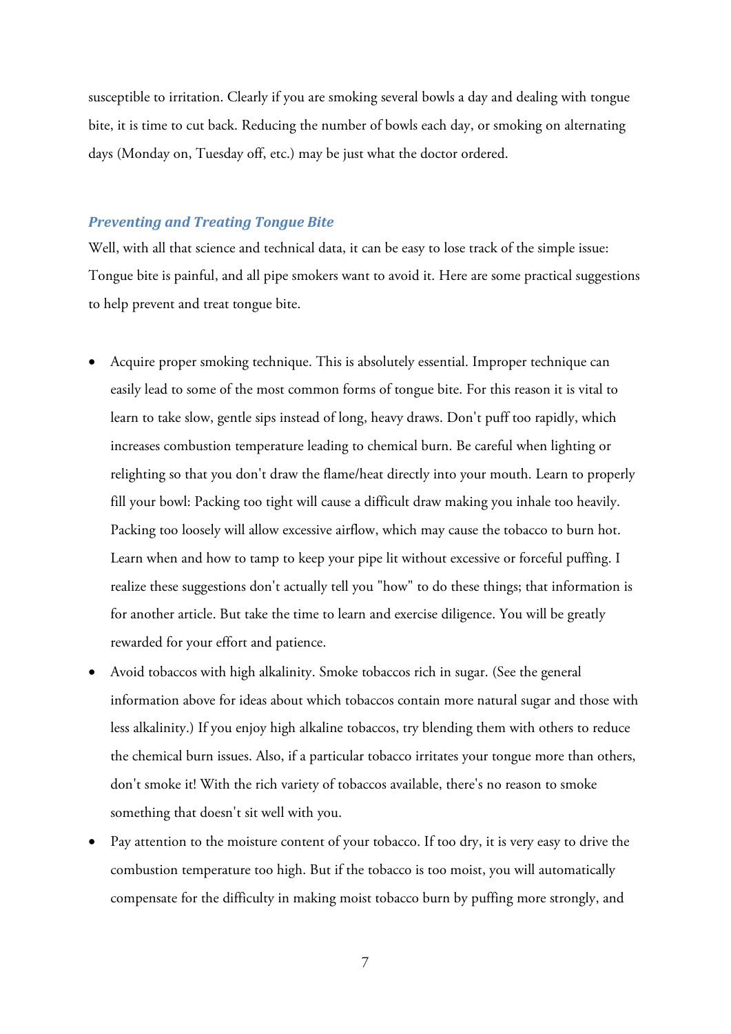susceptible to irritation. Clearly if you are smoking several bowls a day and dealing with tongue bite, it is time to cut back. Reducing the number of bowls each day, or smoking on alternating days (Monday on, Tuesday off, etc.) may be just what the doctor ordered.

### *Preventing and Treating Tongue Bite*

Well, with all that science and technical data, it can be easy to lose track of the simple issue: Tongue bite is painful, and all pipe smokers want to avoid it. Here are some practical suggestions to help prevent and treat tongue bite.

- Acquire proper smoking technique. This is absolutely essential. Improper technique can easily lead to some of the most common forms of tongue bite. For this reason it is vital to learn to take slow, gentle sips instead of long, heavy draws. Don't puff too rapidly, which increases combustion temperature leading to chemical burn. Be careful when lighting or relighting so that you don't draw the flame/heat directly into your mouth. Learn to properly fill your bowl: Packing too tight will cause a difficult draw making you inhale too heavily. Packing too loosely will allow excessive airflow, which may cause the tobacco to burn hot. Learn when and how to tamp to keep your pipe lit without excessive or forceful puffing. I realize these suggestions don't actually tell you "how" to do these things; that information is for another article. But take the time to learn and exercise diligence. You will be greatly rewarded for your effort and patience.
- Avoid tobaccos with high alkalinity. Smoke tobaccos rich in sugar. (See the general information above for ideas about which tobaccos contain more natural sugar and those with less alkalinity.) If you enjoy high alkaline tobaccos, try blending them with others to reduce the chemical burn issues. Also, if a particular tobacco irritates your tongue more than others, don't smoke it! With the rich variety of tobaccos available, there's no reason to smoke something that doesn't sit well with you.
- Pay attention to the moisture content of your tobacco. If too dry, it is very easy to drive the combustion temperature too high. But if the tobacco is too moist, you will automatically compensate for the difficulty in making moist tobacco burn by puffing more strongly, and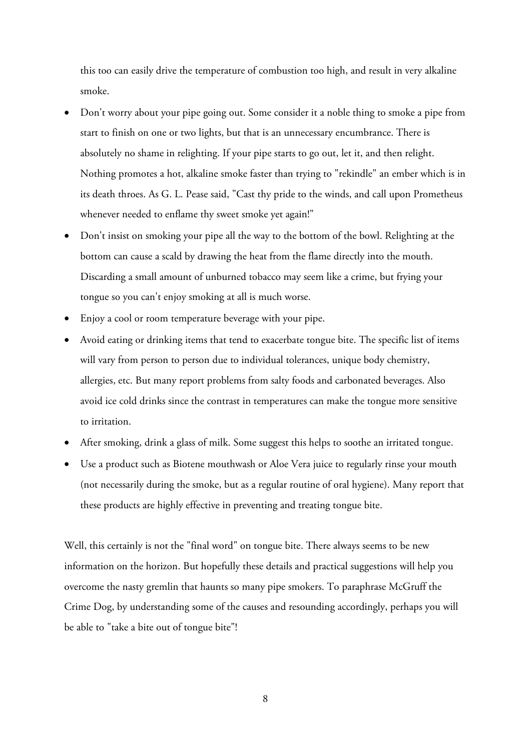this too can easily drive the temperature of combustion too high, and result in very alkaline smoke.

- Don't worry about your pipe going out. Some consider it a noble thing to smoke a pipe from start to finish on one or two lights, but that is an unnecessary encumbrance. There is absolutely no shame in relighting. If your pipe starts to go out, let it, and then relight. Nothing promotes a hot, alkaline smoke faster than trying to "rekindle" an ember which is in its death throes. As G. L. Pease said, "Cast thy pride to the winds, and call upon Prometheus whenever needed to enflame thy sweet smoke yet again!"
- Don't insist on smoking your pipe all the way to the bottom of the bowl. Relighting at the bottom can cause a scald by drawing the heat from the flame directly into the mouth. Discarding a small amount of unburned tobacco may seem like a crime, but frying your tongue so you can't enjoy smoking at all is much worse.
- Enjoy a cool or room temperature beverage with your pipe.
- Avoid eating or drinking items that tend to exacerbate tongue bite. The specific list of items will vary from person to person due to individual tolerances, unique body chemistry, allergies, etc. But many report problems from salty foods and carbonated beverages. Also avoid ice cold drinks since the contrast in temperatures can make the tongue more sensitive to irritation.
- After smoking, drink a glass of milk. Some suggest this helps to soothe an irritated tongue.
- Use a product such as Biotene mouthwash or Aloe Vera juice to regularly rinse your mouth (not necessarily during the smoke, but as a regular routine of oral hygiene). Many report that these products are highly effective in preventing and treating tongue bite.

Well, this certainly is not the "final word" on tongue bite. There always seems to be new information on the horizon. But hopefully these details and practical suggestions will help you overcome the nasty gremlin that haunts so many pipe smokers. To paraphrase McGruff the Crime Dog, by understanding some of the causes and resounding accordingly, perhaps you will be able to "take a bite out of tongue bite"!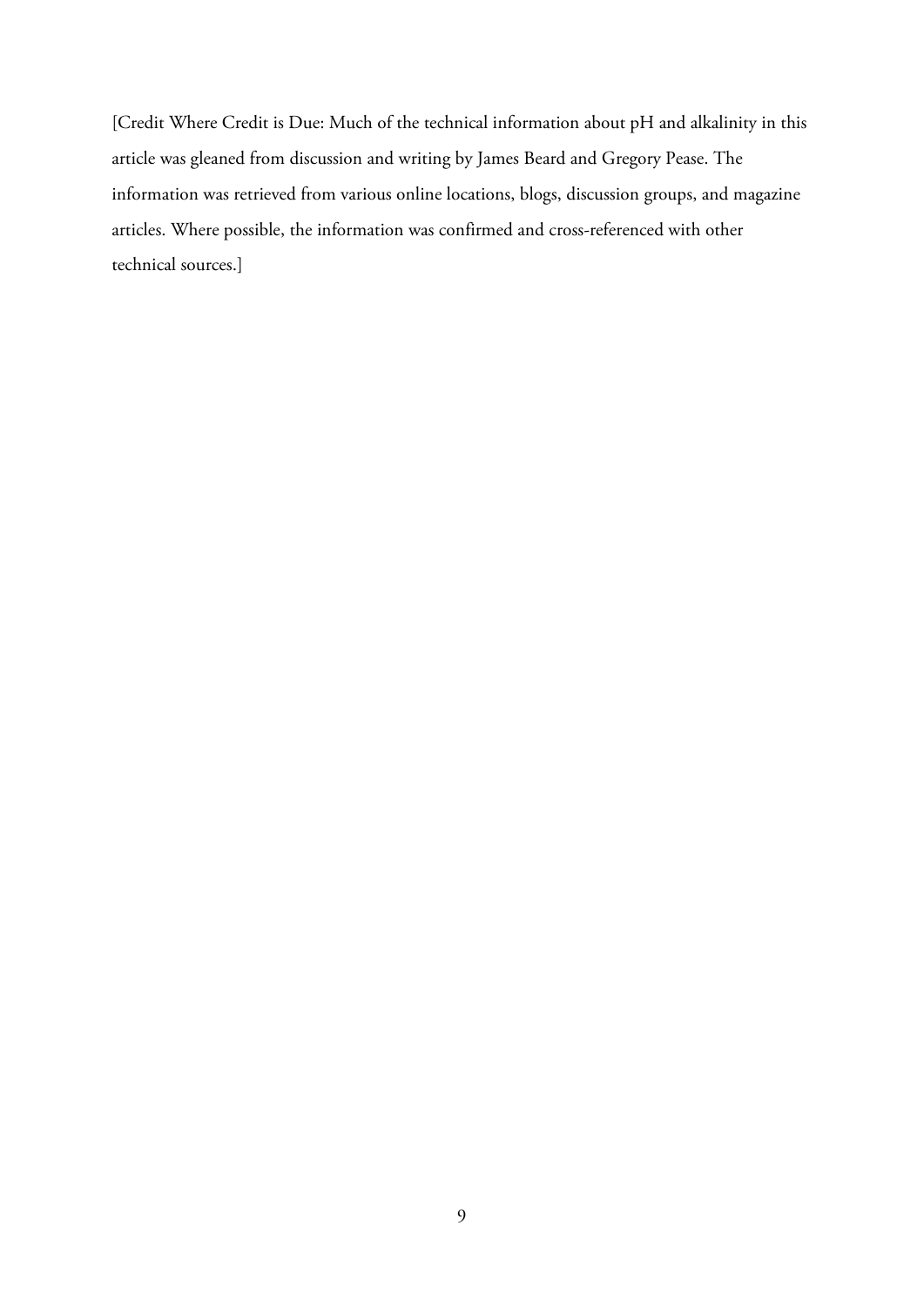[Credit Where Credit is Due: Much of the technical information about pH and alkalinity in this article was gleaned from discussion and writing by James Beard and Gregory Pease. The information was retrieved from various online locations, blogs, discussion groups, and magazine articles. Where possible, the information was confirmed and cross-referenced with other technical sources.]